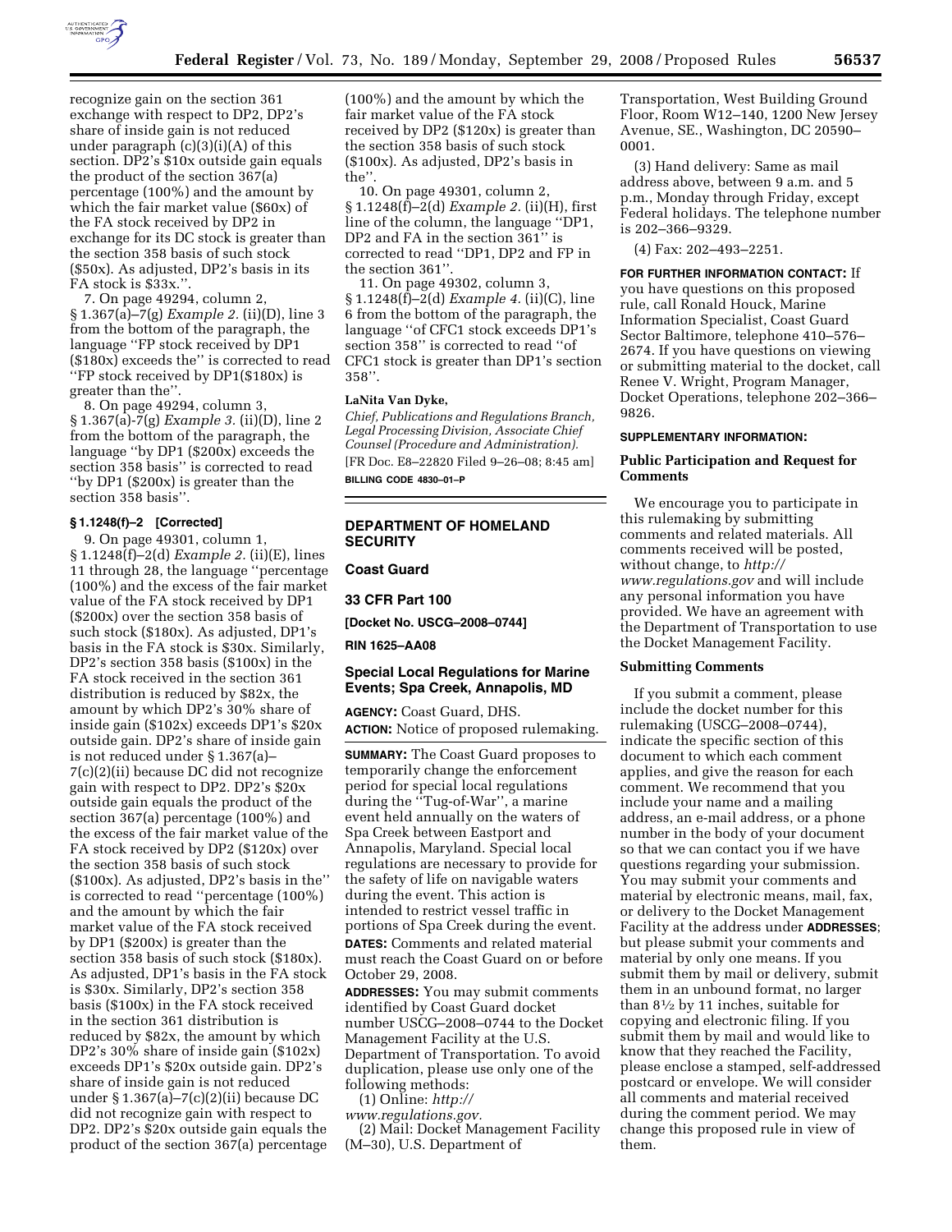recognize gain on the section 361 exchange with respect to DP2, DP2's share of inside gain is not reduced under paragraph (c)(3)(i)(A) of this section. DP2's $10x outside gain equals the product of the section 367(a) percentage (100%) and the amount by which the fair market value ($60x) of the FA stock received by DP2 in exchange for its DC stock is greater than the section 358 basis of such stock ($50x). As adjusted, DP2's basis in its FA stock is $33x.''.

7. On page 49294, column 2, § 1.367(a)–7(g) *Example 2.* (ii)(D), line 3 from the bottom of the paragraph, the language ''FP stock received by DP1 ($180x) exceeds the'' is corrected to read ''FP stock received by DP1($180x) is greater than the''.

8. On page 49294, column 3, § 1.367(a)-7(g) *Example 3.* (ii)(D), line 2 from the bottom of the paragraph, the language ''by DP1 ($200x) exceeds the section 358 basis'' is corrected to read ''by DP1 ($200x) is greater than the section 358 basis''.

**§ 1.1248(f)–2 [Corrected]**

9. On page 49301, column 1, § 1.1248(f)–2(d) *Example 2.* (ii)(E), lines 11 through 28, the language ''percentage (100%) and the excess of the fair market value of the FA stock received by DP1 ($200x) over the section 358 basis of such stock ($180x). As adjusted, DP1's basis in the FA stock is $30x. Similarly, DP2's section 358 basis ($100x) in the FA stock received in the section 361 distribution is reduced by $82x, the amount by which DP2's 30% share of inside gain ($102x) exceeds DP1's $20x outside gain. DP2's share of inside gain is not reduced under § 1.367(a)–7(c)(2)(ii) because DC did not recognize gain with respect to DP2. DP2's $20x outside gain equals the product of the section 367(a) percentage (100%) and the excess of the fair market value of the FA stock received by DP2 ($120x) over the section 358 basis of such stock ($100x). As adjusted, DP2's basis in the'' is corrected to read ''percentage (100%) and the amount by which the fair market value of the FA stock received by DP1 ($200x) is greater than the section 358 basis of such stock ($180x). As adjusted, DP1's basis in the FA stock is $30x. Similarly, DP2's section 358 basis ($100x) in the FA stock received in the section 361 distribution is reduced by $82x, the amount by which DP2's 30% share of inside gain ($102x) exceeds DP1's $20x outside gain. DP2's share of inside gain is not reduced under § 1.367(a)–7(c)(2)(ii) because DC did not recognize gain with respect to DP2. DP2's $20x outside gain equals the product of the section 367(a) percentage (100%) and the amount by which the fair market value of the FA stock received by DP2 ($120x) is greater than the section 358 basis of such stock ($100x). As adjusted, DP2's basis in the''.

10. On page 49301, column 2, § 1.1248(f)–2(d) *Example 2.* (ii)(H), first line of the column, the language ''DP1, DP2 and FA in the section 361'' is corrected to read ''DP1, DP2 and FP in the section 361''.

11. On page 49302, column 3, § 1.1248(f)–2(d) *Example 4.* (ii)(C), line 6 from the bottom of the paragraph, the language ''of CFC1 stock exceeds DP1's section 358'' is corrected to read ''of CFC1 stock is greater than DP1's section 358''.

**LaNita Van Dyke,**

*Chief, Publications and Regulations Branch, Legal Processing Division, Associate Chief Counsel (Procedure and Administration).*

[FR Doc. E8–22820 Filed 9–26–08; 8:45 am]

**BILLING CODE 4830–01–P**

## DEPARTMENT OF HOMELAND SECURITY

### Coast Guard

### 33 CFR Part 100

**[Docket No. USCG–2008–0744]**

**RIN 1625–AA08**

### Special Local Regulations for Marine Events; Spa Creek, Annapolis, MD

**AGENCY:** Coast Guard, DHS.

**ACTION:** Notice of proposed rulemaking.

**SUMMARY:** The Coast Guard proposes to temporarily change the enforcement period for special local regulations during the ''Tug-of-War'', a marine event held annually on the waters of Spa Creek between Eastport and Annapolis, Maryland. Special local regulations are necessary to provide for the safety of life on navigable waters during the event. This action is intended to restrict vessel traffic in portions of Spa Creek during the event.

**DATES:** Comments and related material must reach the Coast Guard on or before October 29, 2008.

**ADDRESSES:** You may submit comments identified by Coast Guard docket number USCG–2008–0744 to the Docket Management Facility at the U.S. Department of Transportation. To avoid duplication, please use only one of the following methods:

(1) Online: *http://www.regulations.gov.*

(2) Mail: Docket Management Facility (M–30), U.S. Department of Transportation, West Building Ground Floor, Room W12–140, 1200 New Jersey Avenue, SE., Washington, DC 20590–0001.

(3) Hand delivery: Same as mail address above, between 9 a.m. and 5 p.m., Monday through Friday, except Federal holidays. The telephone number is 202–366–9329.

(4) Fax: 202–493–2251.

**FOR FURTHER INFORMATION CONTACT:** If you have questions on this proposed rule, call Ronald Houck, Marine Information Specialist, Coast Guard Sector Baltimore, telephone 410–576–2674. If you have questions on viewing or submitting material to the docket, call Renee V. Wright, Program Manager, Docket Operations, telephone 202–366–9826.

**SUPPLEMENTARY INFORMATION:**

#### Public Participation and Request for Comments

We encourage you to participate in this rulemaking by submitting comments and related materials. All comments received will be posted, without change, to *http://www.regulations.gov* and will include any personal information you have provided. We have an agreement with the Department of Transportation to use the Docket Management Facility.

#### Submitting Comments

If you submit a comment, please include the docket number for this rulemaking (USCG–2008–0744), indicate the specific section of this document to which each comment applies, and give the reason for each comment. We recommend that you include your name and a mailing address, an e-mail address, or a phone number in the body of your document so that we can contact you if we have questions regarding your submission. You may submit your comments and material by electronic means, mail, fax, or delivery to the Docket Management Facility at the address under **ADDRESSES**; but please submit your comments and material by only one means. If you submit them by mail or delivery, submit them in an unbound format, no larger than 8½ by 11 inches, suitable for copying and electronic filing. If you submit them by mail and would like to know that they reached the Facility, please enclose a stamped, self-addressed postcard or envelope. We will consider all comments and material received during the comment period. We may change this proposed rule in view of them.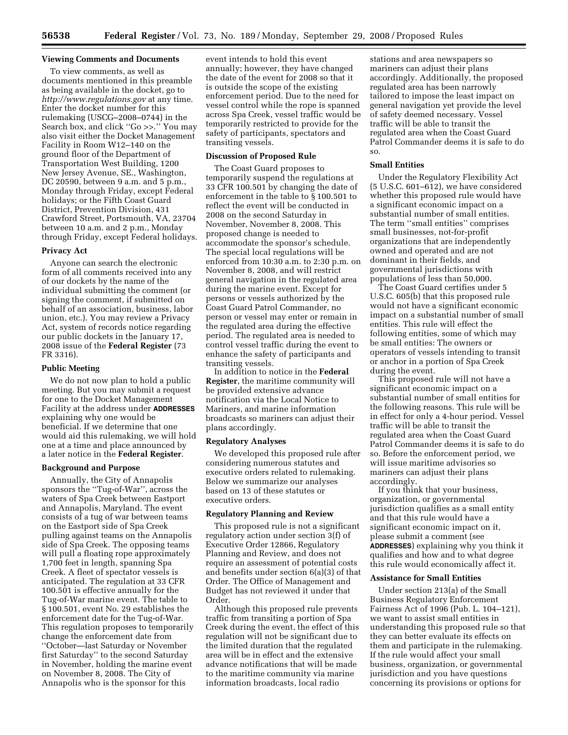### Viewing Comments and Documents

To view comments, as well as documents mentioned in this preamble as being available in the docket, go to *http://www.regulations.gov* at any time. Enter the docket number for this rulemaking (USCG–2008–0744) in the Search box, and click ''Go >>.'' You may also visit either the Docket Management Facility in Room W12–140 on the ground floor of the Department of Transportation West Building, 1200 New Jersey Avenue, SE., Washington, DC 20590, between 9 a.m. and 5 p.m., Monday through Friday, except Federal holidays; or the Fifth Coast Guard District, Prevention Division, 431 Crawford Street, Portsmouth, VA, 23704 between 10 a.m. and 2 p.m., Monday through Friday, except Federal holidays.

### Privacy Act

Anyone can search the electronic form of all comments received into any of our dockets by the name of the individual submitting the comment (or signing the comment, if submitted on behalf of an association, business, labor union, etc.). You may review a Privacy Act, system of records notice regarding our public dockets in the January 17, 2008 issue of the **Federal Register** (73 FR 3316).

### Public Meeting

We do not now plan to hold a public meeting. But you may submit a request for one to the Docket Management Facility at the address under **ADDRESSES** explaining why one would be beneficial. If we determine that one would aid this rulemaking, we will hold one at a time and place announced by a later notice in the **Federal Register**.

### Background and Purpose

Annually, the City of Annapolis sponsors the ''Tug-of-War'', across the waters of Spa Creek between Eastport and Annapolis, Maryland. The event consists of a tug of war between teams on the Eastport side of Spa Creek pulling against teams on the Annapolis side of Spa Creek. The opposing teams will pull a floating rope approximately 1,700 feet in length, spanning Spa Creek. A fleet of spectator vessels is anticipated. The regulation at 33 CFR 100.501 is effective annually for the Tug-of-War marine event. The table to § 100.501, event No. 29 establishes the enforcement date for the Tug-of-War. This regulation proposes to temporarily change the enforcement date from ''October—last Saturday or November first Saturday'' to the second Saturday in November, holding the marine event on November 8, 2008. The City of Annapolis who is the sponsor for this event intends to hold this event annually; however, they have changed the date of the event for 2008 so that it is outside the scope of the existing enforcement period. Due to the need for vessel control while the rope is spanned across Spa Creek, vessel traffic would be temporarily restricted to provide for the safety of participants, spectators and transiting vessels.

### Discussion of Proposed Rule

The Coast Guard proposes to temporarily suspend the regulations at 33 CFR 100.501 by changing the date of enforcement in the table to § 100.501 to reflect the event will be conducted in 2008 on the second Saturday in November, November 8, 2008. This proposed change is needed to accommodate the sponsor's schedule. The special local regulations will be enforced from 10:30 a.m. to 2:30 p.m. on November 8, 2008, and will restrict general navigation in the regulated area during the marine event. Except for persons or vessels authorized by the Coast Guard Patrol Commander, no person or vessel may enter or remain in the regulated area during the effective period. The regulated area is needed to control vessel traffic during the event to enhance the safety of participants and transiting vessels.

In addition to notice in the **Federal Register**, the maritime community will be provided extensive advance notification via the Local Notice to Mariners, and marine information broadcasts so mariners can adjust their plans accordingly.

### Regulatory Analyses

We developed this proposed rule after considering numerous statutes and executive orders related to rulemaking. Below we summarize our analyses based on 13 of these statutes or executive orders.

### Regulatory Planning and Review

This proposed rule is not a significant regulatory action under section 3(f) of Executive Order 12866, Regulatory Planning and Review, and does not require an assessment of potential costs and benefits under section 6(a)(3) of that Order. The Office of Management and Budget has not reviewed it under that Order.

Although this proposed rule prevents traffic from transiting a portion of Spa Creek during the event, the effect of this regulation will not be significant due to the limited duration that the regulated area will be in effect and the extensive advance notifications that will be made to the maritime community via marine information broadcasts, local radio stations and area newspapers so mariners can adjust their plans accordingly. Additionally, the proposed regulated area has been narrowly tailored to impose the least impact on general navigation yet provide the level of safety deemed necessary. Vessel traffic will be able to transit the regulated area when the Coast Guard Patrol Commander deems it is safe to do so.

### Small Entities

Under the Regulatory Flexibility Act (5 U.S.C. 601–612), we have considered whether this proposed rule would have a significant economic impact on a substantial number of small entities. The term ''small entities'' comprises small businesses, not-for-profit organizations that are independently owned and operated and are not dominant in their fields, and governmental jurisdictions with populations of less than 50,000.

The Coast Guard certifies under 5 U.S.C. 605(b) that this proposed rule would not have a significant economic impact on a substantial number of small entities. This rule will effect the following entities, some of which may be small entities: The owners or operators of vessels intending to transit or anchor in a portion of Spa Creek during the event.

This proposed rule will not have a significant economic impact on a substantial number of small entities for the following reasons. This rule will be in effect for only a 4-hour period. Vessel traffic will be able to transit the regulated area when the Coast Guard Patrol Commander deems it is safe to do so. Before the enforcement period, we will issue maritime advisories so mariners can adjust their plans accordingly.

If you think that your business, organization, or governmental jurisdiction qualifies as a small entity and that this rule would have a significant economic impact on it, please submit a comment (see **ADDRESSES**) explaining why you think it qualifies and how and to what degree this rule would economically affect it.

### Assistance for Small Entities

Under section 213(a) of the Small Business Regulatory Enforcement Fairness Act of 1996 (Pub. L. 104–121), we want to assist small entities in understanding this proposed rule so that they can better evaluate its effects on them and participate in the rulemaking. If the rule would affect your small business, organization, or governmental jurisdiction and you have questions concerning its provisions or options for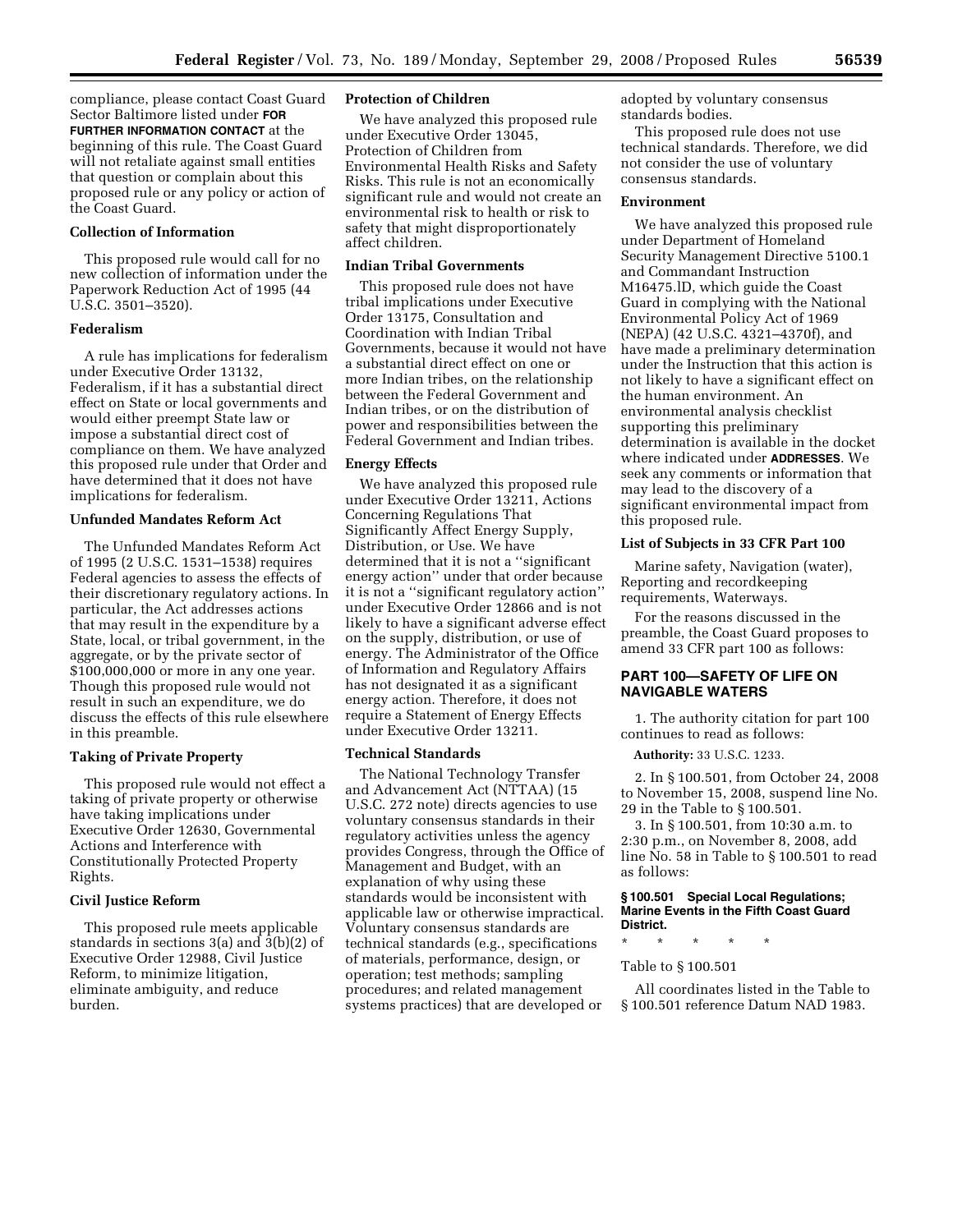compliance, please contact Coast Guard Sector Baltimore listed under **FOR FURTHER INFORMATION CONTACT** at the beginning of this rule. The Coast Guard will not retaliate against small entities that question or complain about this proposed rule or any policy or action of the Coast Guard.

### Collection of Information

This proposed rule would call for no new collection of information under the Paperwork Reduction Act of 1995 (44 U.S.C. 3501–3520).

### Federalism

A rule has implications for federalism under Executive Order 13132, Federalism, if it has a substantial direct effect on State or local governments and would either preempt State law or impose a substantial direct cost of compliance on them. We have analyzed this proposed rule under that Order and have determined that it does not have implications for federalism.

### Unfunded Mandates Reform Act

The Unfunded Mandates Reform Act of 1995 (2 U.S.C. 1531–1538) requires Federal agencies to assess the effects of their discretionary regulatory actions. In particular, the Act addresses actions that may result in the expenditure by a State, local, or tribal government, in the aggregate, or by the private sector of $100,000,000 or more in any one year. Though this proposed rule would not result in such an expenditure, we do discuss the effects of this rule elsewhere in this preamble.

### Taking of Private Property

This proposed rule would not effect a taking of private property or otherwise have taking implications under Executive Order 12630, Governmental Actions and Interference with Constitutionally Protected Property Rights.

### Civil Justice Reform

This proposed rule meets applicable standards in sections 3(a) and 3(b)(2) of Executive Order 12988, Civil Justice Reform, to minimize litigation, eliminate ambiguity, and reduce burden.

### Protection of Children

We have analyzed this proposed rule under Executive Order 13045, Protection of Children from Environmental Health Risks and Safety Risks. This rule is not an economically significant rule and would not create an environmental risk to health or risk to safety that might disproportionately affect children.

### Indian Tribal Governments

This proposed rule does not have tribal implications under Executive Order 13175, Consultation and Coordination with Indian Tribal Governments, because it would not have a substantial direct effect on one or more Indian tribes, on the relationship between the Federal Government and Indian tribes, or on the distribution of power and responsibilities between the Federal Government and Indian tribes.

### Energy Effects

We have analyzed this proposed rule under Executive Order 13211, Actions Concerning Regulations That Significantly Affect Energy Supply, Distribution, or Use. We have determined that it is not a ''significant energy action'' under that order because it is not a ''significant regulatory action'' under Executive Order 12866 and is not likely to have a significant adverse effect on the supply, distribution, or use of energy. The Administrator of the Office of Information and Regulatory Affairs has not designated it as a significant energy action. Therefore, it does not require a Statement of Energy Effects under Executive Order 13211.

### Technical Standards

The National Technology Transfer and Advancement Act (NTTAA) (15 U.S.C. 272 note) directs agencies to use voluntary consensus standards in their regulatory activities unless the agency provides Congress, through the Office of Management and Budget, with an explanation of why using these standards would be inconsistent with applicable law or otherwise impractical. Voluntary consensus standards are technical standards (e.g., specifications of materials, performance, design, or operation; test methods; sampling procedures; and related management systems practices) that are developed or adopted by voluntary consensus standards bodies.

This proposed rule does not use technical standards. Therefore, we did not consider the use of voluntary consensus standards.

### Environment

We have analyzed this proposed rule under Department of Homeland Security Management Directive 5100.1 and Commandant Instruction M16475.lD, which guide the Coast Guard in complying with the National Environmental Policy Act of 1969 (NEPA) (42 U.S.C. 4321–4370f), and have made a preliminary determination under the Instruction that this action is not likely to have a significant effect on the human environment. An environmental analysis checklist supporting this preliminary determination is available in the docket where indicated under **ADDRESSES**. We seek any comments or information that may lead to the discovery of a significant environmental impact from this proposed rule.

### List of Subjects in 33 CFR Part 100

Marine safety, Navigation (water), Reporting and recordkeeping requirements, Waterways.

For the reasons discussed in the preamble, the Coast Guard proposes to amend 33 CFR part 100 as follows:

## PART 100—SAFETY OF LIFE ON NAVIGABLE WATERS

1. The authority citation for part 100 continues to read as follows:

**Authority:** 33 U.S.C. 1233.

2. In § 100.501, from October 24, 2008 to November 15, 2008, suspend line No. 29 in the Table to § 100.501.

3. In § 100.501, from 10:30 a.m. to 2:30 p.m., on November 8, 2008, add line No. 58 in Table to § 100.501 to read as follows:

#### § 100.501 Special Local Regulations; Marine Events in the Fifth Coast Guard District.

\* \* \* \* \*

Table to § 100.501

All coordinates listed in the Table to § 100.501 reference Datum NAD 1983.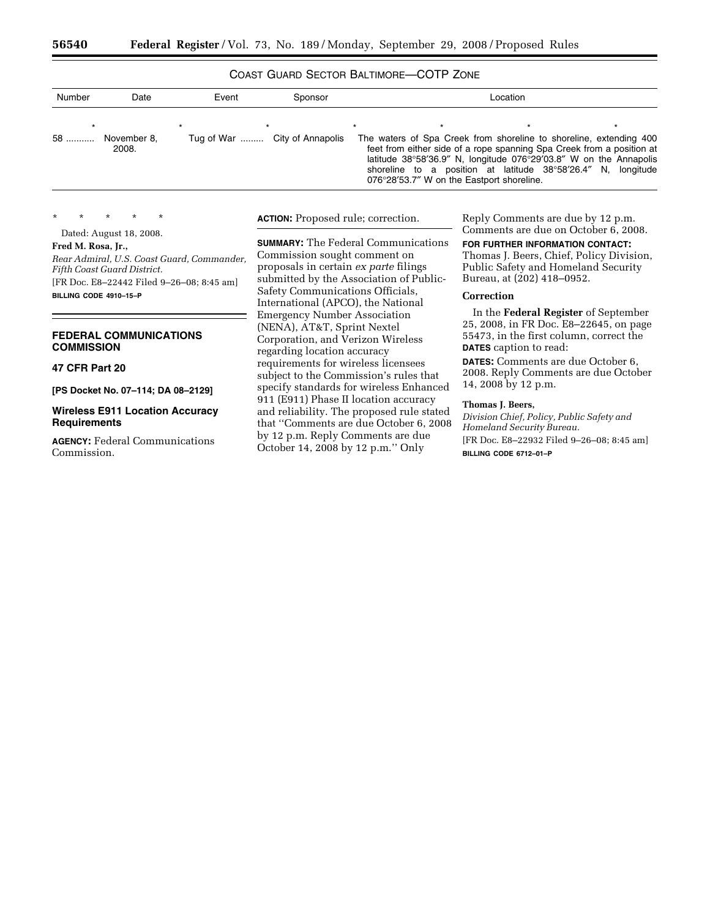COAST GUARD SECTOR BALTIMORE—COTP ZONE

| Number | Date | Event | Sponsor | Location |
| --- | --- | --- | --- | --- |
| * | * | * | * | * * * |
| 58 | November 8, 2008. | Tug of War | City of Annapolis | The waters of Spa Creek from shoreline to shoreline, extending 400 feet from either side of a rope spanning Spa Creek from a position at latitude 38°58′36.9″ N, longitude 076°29′03.8″ W on the Annapolis shoreline to a position at latitude 38°58′26.4″ N, longitude 076°28′53.7″ W on the Eastport shoreline. |

\* \* \* \* \*

Dated: August 18, 2008.

**Fred M. Rosa, Jr.,**

*Rear Admiral, U.S. Coast Guard, Commander, Fifth Coast Guard District.*

[FR Doc. E8–22442 Filed 9–26–08; 8:45 am]

**BILLING CODE 4910–15–P**

## FEDERAL COMMUNICATIONS COMMISSION

### 47 CFR Part 20

**[PS Docket No. 07–114; DA 08–2129]**

### Wireless E911 Location Accuracy Requirements

**AGENCY:** Federal Communications Commission.

**ACTION:** Proposed rule; correction.

**SUMMARY:** The Federal Communications Commission sought comment on proposals in certain *ex parte* filings submitted by the Association of Public-Safety Communications Officials, International (APCO), the National Emergency Number Association (NENA), AT&T, Sprint Nextel Corporation, and Verizon Wireless regarding location accuracy requirements for wireless licensees subject to the Commission's rules that specify standards for wireless Enhanced 911 (E911) Phase II location accuracy and reliability. The proposed rule stated that ''Comments are due October 6, 2008 by 12 p.m. Reply Comments are due October 14, 2008 by 12 p.m.'' Only Reply Comments are due by 12 p.m. Comments are due on October 6, 2008.

**FOR FURTHER INFORMATION CONTACT:** Thomas J. Beers, Chief, Policy Division, Public Safety and Homeland Security Bureau, at (202) 418–0952.

#### Correction

In the **Federal Register** of September 25, 2008, in FR Doc. E8–22645, on page 55473, in the first column, correct the **DATES** caption to read:

**DATES:** Comments are due October 6, 2008. Reply Comments are due October 14, 2008 by 12 p.m.

**Thomas J. Beers,**

*Division Chief, Policy, Public Safety and Homeland Security Bureau.*

[FR Doc. E8–22932 Filed 9–26–08; 8:45 am]

**BILLING CODE 6712–01–P**